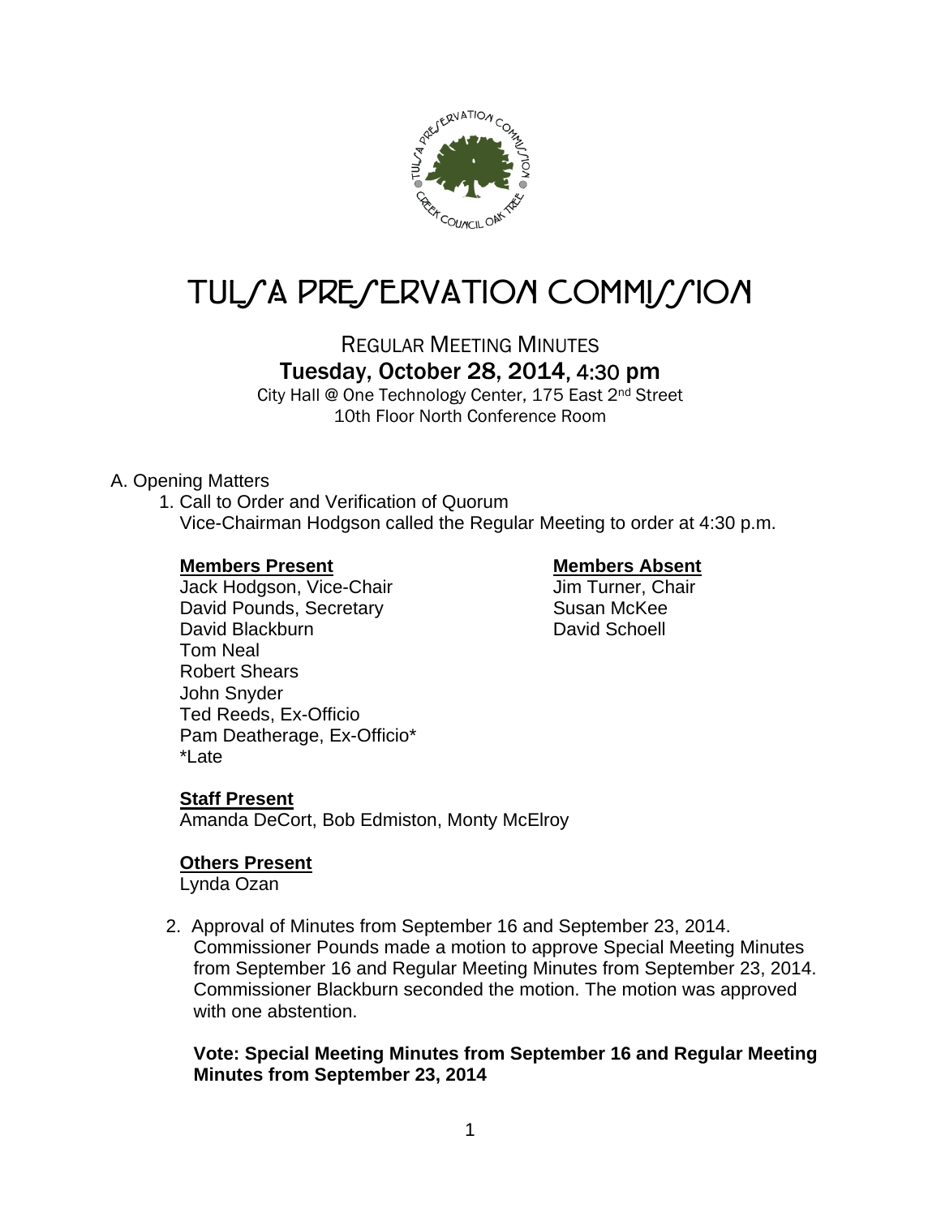# TULSA PRESERVATION COMMISSION

## REGULAR MEETING MINUTES
### Tuesday, October 28, 2014, 4:30 pm

City Hall @ One Technology Center, 175 East 2nd Street
10th Floor North Conference Room

A. Opening Matters

1. Call to Order and Verification of Quorum
   Vice-Chairman Hodgson called the Regular Meeting to order at 4:30 p.m.

   **Members Present**
   Jack Hodgson, Vice-Chair
   David Pounds, Secretary
   David Blackburn
   Tom Neal
   Robert Shears
   John Snyder
   Ted Reeds, Ex-Officio
   Pam Deatherage, Ex-Officio*
   *Late

   **Members Absent**
   Jim Turner, Chair
   Susan McKee
   David Schoell

   **Staff Present**
   Amanda DeCort, Bob Edmiston, Monty McElroy

   **Others Present**
   Lynda Ozan

2. Approval of Minutes from September 16 and September 23, 2014.
   Commissioner Pounds made a motion to approve Special Meeting Minutes from September 16 and Regular Meeting Minutes from September 23, 2014. Commissioner Blackburn seconded the motion. The motion was approved with one abstention.

   **Vote: Special Meeting Minutes from September 16 and Regular Meeting Minutes from September 23, 2014**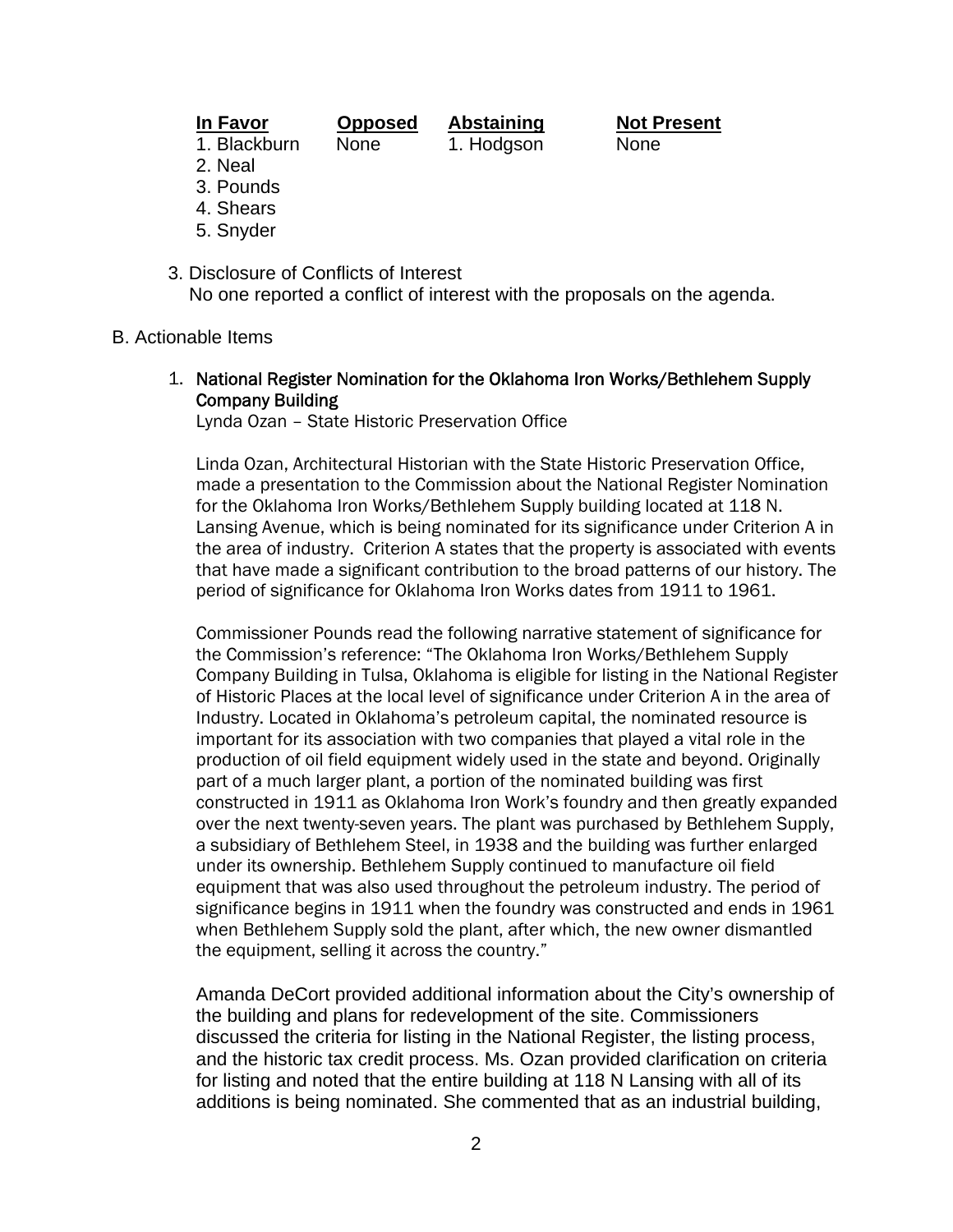| **In Favor** | **Opposed** | **Abstaining** | **Not Present** |
|---|---|---|---|
| 1. Blackburn | None | 1. Hodgson | None |
| 2. Neal | | | |
| 3. Pounds | | | |
| 4. Shears | | | |
| 5. Snyder | | | |

3. Disclosure of Conflicts of Interest
   No one reported a conflict of interest with the proposals on the agenda.

B. Actionable Items

1. National Register Nomination for the Oklahoma Iron Works/Bethlehem Supply Company Building
   Lynda Ozan – State Historic Preservation Office

   Linda Ozan, Architectural Historian with the State Historic Preservation Office, made a presentation to the Commission about the National Register Nomination for the Oklahoma Iron Works/Bethlehem Supply building located at 118 N. Lansing Avenue, which is being nominated for its significance under Criterion A in the area of industry. Criterion A states that the property is associated with events that have made a significant contribution to the broad patterns of our history. The period of significance for Oklahoma Iron Works dates from 1911 to 1961.

   Commissioner Pounds read the following narrative statement of significance for the Commission's reference: "The Oklahoma Iron Works/Bethlehem Supply Company Building in Tulsa, Oklahoma is eligible for listing in the National Register of Historic Places at the local level of significance under Criterion A in the area of Industry. Located in Oklahoma's petroleum capital, the nominated resource is important for its association with two companies that played a vital role in the production of oil field equipment widely used in the state and beyond. Originally part of a much larger plant, a portion of the nominated building was first constructed in 1911 as Oklahoma Iron Work's foundry and then greatly expanded over the next twenty-seven years. The plant was purchased by Bethlehem Supply, a subsidiary of Bethlehem Steel, in 1938 and the building was further enlarged under its ownership. Bethlehem Supply continued to manufacture oil field equipment that was also used throughout the petroleum industry. The period of significance begins in 1911 when the foundry was constructed and ends in 1961 when Bethlehem Supply sold the plant, after which, the new owner dismantled the equipment, selling it across the country."

   Amanda DeCort provided additional information about the City's ownership of the building and plans for redevelopment of the site. Commissioners discussed the criteria for listing in the National Register, the listing process, and the historic tax credit process. Ms. Ozan provided clarification on criteria for listing and noted that the entire building at 118 N Lansing with all of its additions is being nominated. She commented that as an industrial building,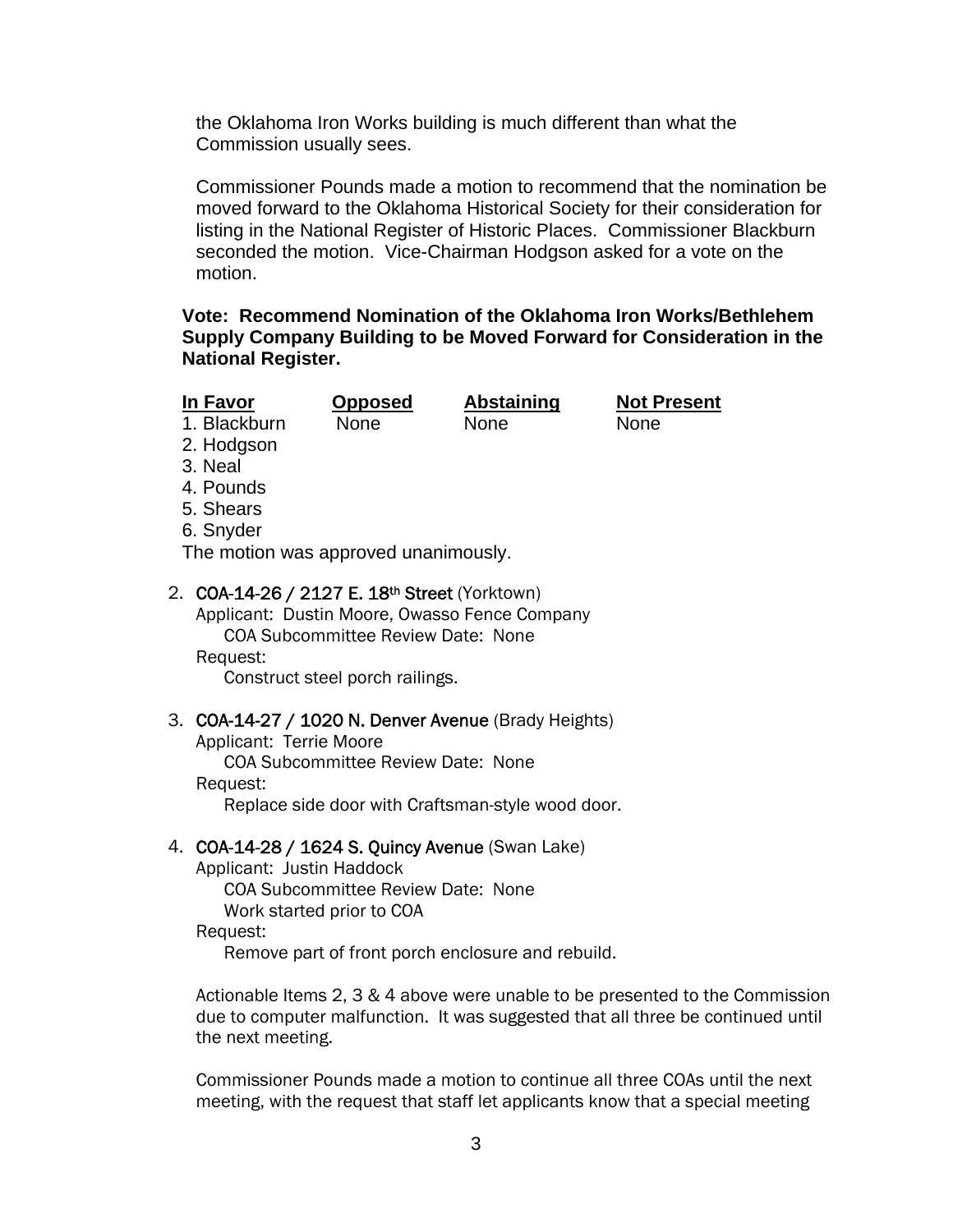the Oklahoma Iron Works building is much different than what the Commission usually sees.

Commissioner Pounds made a motion to recommend that the nomination be moved forward to the Oklahoma Historical Society for their consideration for listing in the National Register of Historic Places. Commissioner Blackburn seconded the motion. Vice-Chairman Hodgson asked for a vote on the motion.

**Vote: Recommend Nomination of the Oklahoma Iron Works/Bethlehem Supply Company Building to be Moved Forward for Consideration in the National Register.**

| In Favor | Opposed | Abstaining | Not Present |
|---|---|---|---|
| 1. Blackburn | None | None | None |
| 2. Hodgson | | | |
| 3. Neal | | | |
| 4. Pounds | | | |
| 5. Shears | | | |
| 6. Snyder | | | |

The motion was approved unanimously.

2. **COA-14-26 / 2127 E. 18th Street** (Yorktown)
   Applicant: Dustin Moore, Owasso Fence Company
   COA Subcommittee Review Date: None
   Request:
   Construct steel porch railings.

3. **COA-14-27 / 1020 N. Denver Avenue** (Brady Heights)
   Applicant: Terrie Moore
   COA Subcommittee Review Date: None
   Request:
   Replace side door with Craftsman-style wood door.

4. **COA-14-28 / 1624 S. Quincy Avenue** (Swan Lake)
   Applicant: Justin Haddock
   COA Subcommittee Review Date: None
   Work started prior to COA
   Request:
   Remove part of front porch enclosure and rebuild.

Actionable Items 2, 3 & 4 above were unable to be presented to the Commission due to computer malfunction. It was suggested that all three be continued until the next meeting.

Commissioner Pounds made a motion to continue all three COAs until the next meeting, with the request that staff let applicants know that a special meeting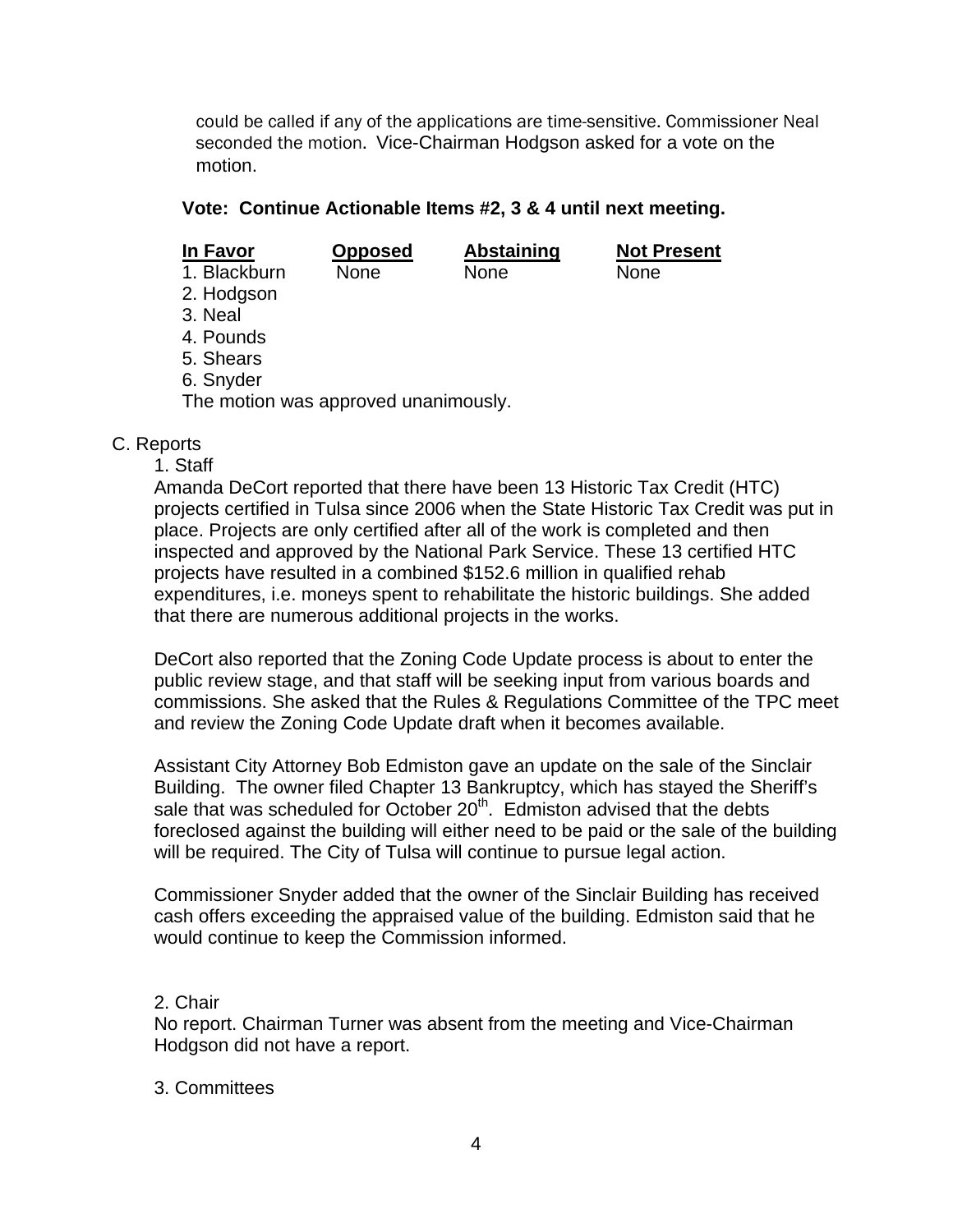could be called if any of the applications are time-sensitive. Commissioner Neal seconded the motion. Vice-Chairman Hodgson asked for a vote on the motion.

**Vote: Continue Actionable Items #2, 3 & 4 until next meeting.**

| In Favor | Opposed | Abstaining | Not Present |
|---|---|---|---|
| 1. Blackburn | None | None | None |
| 2. Hodgson | | | |
| 3. Neal | | | |
| 4. Pounds | | | |
| 5. Shears | | | |
| 6. Snyder | | | |

The motion was approved unanimously.

C. Reports

1. Staff

Amanda DeCort reported that there have been 13 Historic Tax Credit (HTC) projects certified in Tulsa since 2006 when the State Historic Tax Credit was put in place. Projects are only certified after all of the work is completed and then inspected and approved by the National Park Service. These 13 certified HTC projects have resulted in a combined $152.6 million in qualified rehab expenditures, i.e. moneys spent to rehabilitate the historic buildings. She added that there are numerous additional projects in the works.

DeCort also reported that the Zoning Code Update process is about to enter the public review stage, and that staff will be seeking input from various boards and commissions. She asked that the Rules & Regulations Committee of the TPC meet and review the Zoning Code Update draft when it becomes available.

Assistant City Attorney Bob Edmiston gave an update on the sale of the Sinclair Building. The owner filed Chapter 13 Bankruptcy, which has stayed the Sheriff's sale that was scheduled for October 20th. Edmiston advised that the debts foreclosed against the building will either need to be paid or the sale of the building will be required. The City of Tulsa will continue to pursue legal action.

Commissioner Snyder added that the owner of the Sinclair Building has received cash offers exceeding the appraised value of the building. Edmiston said that he would continue to keep the Commission informed.

2. Chair

No report. Chairman Turner was absent from the meeting and Vice-Chairman Hodgson did not have a report.

3. Committees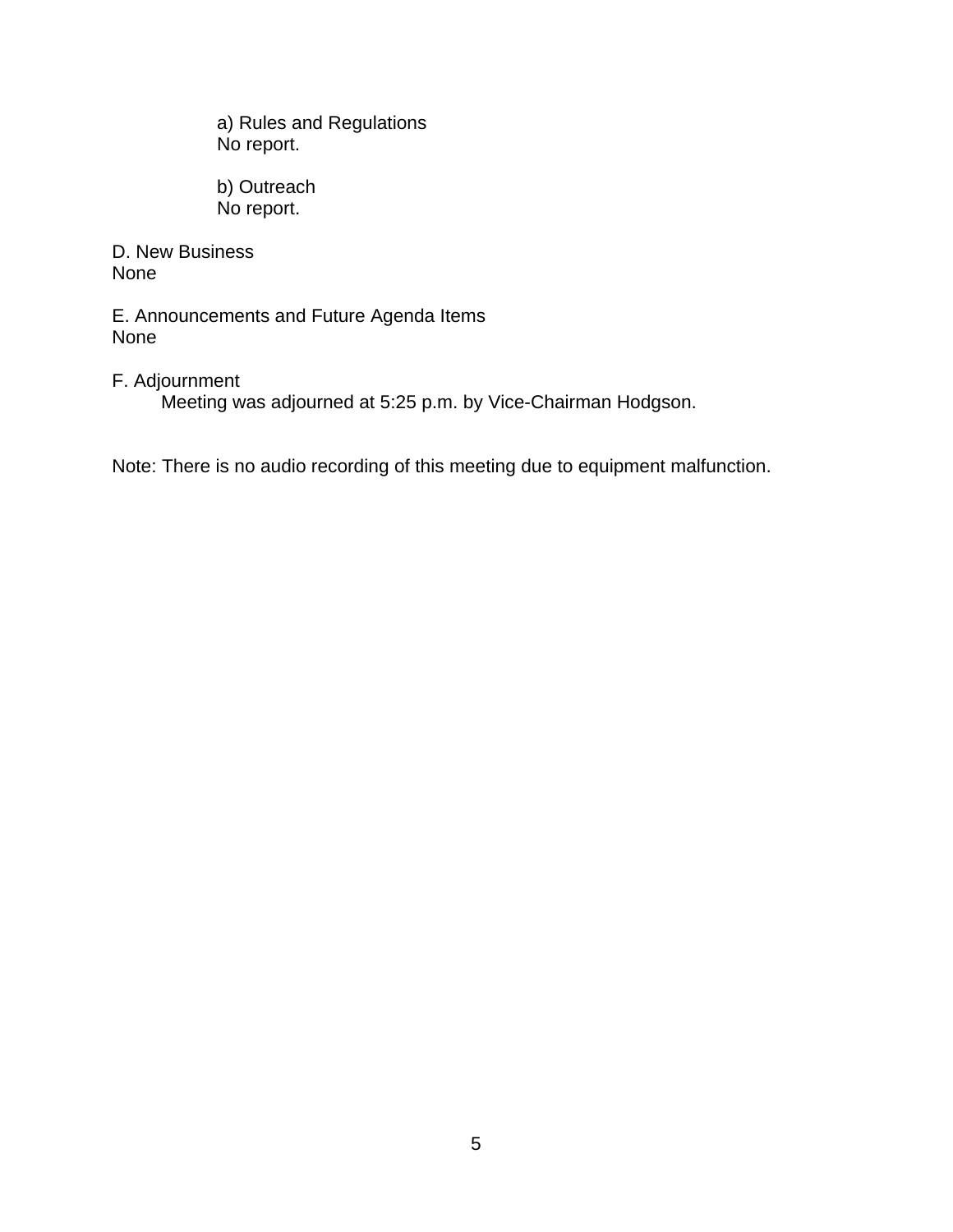a) Rules and Regulations
No report.

b) Outreach
No report.

D. New Business
None

E. Announcements and Future Agenda Items
None

F. Adjournment
Meeting was adjourned at 5:25 p.m. by Vice-Chairman Hodgson.

Note: There is no audio recording of this meeting due to equipment malfunction.